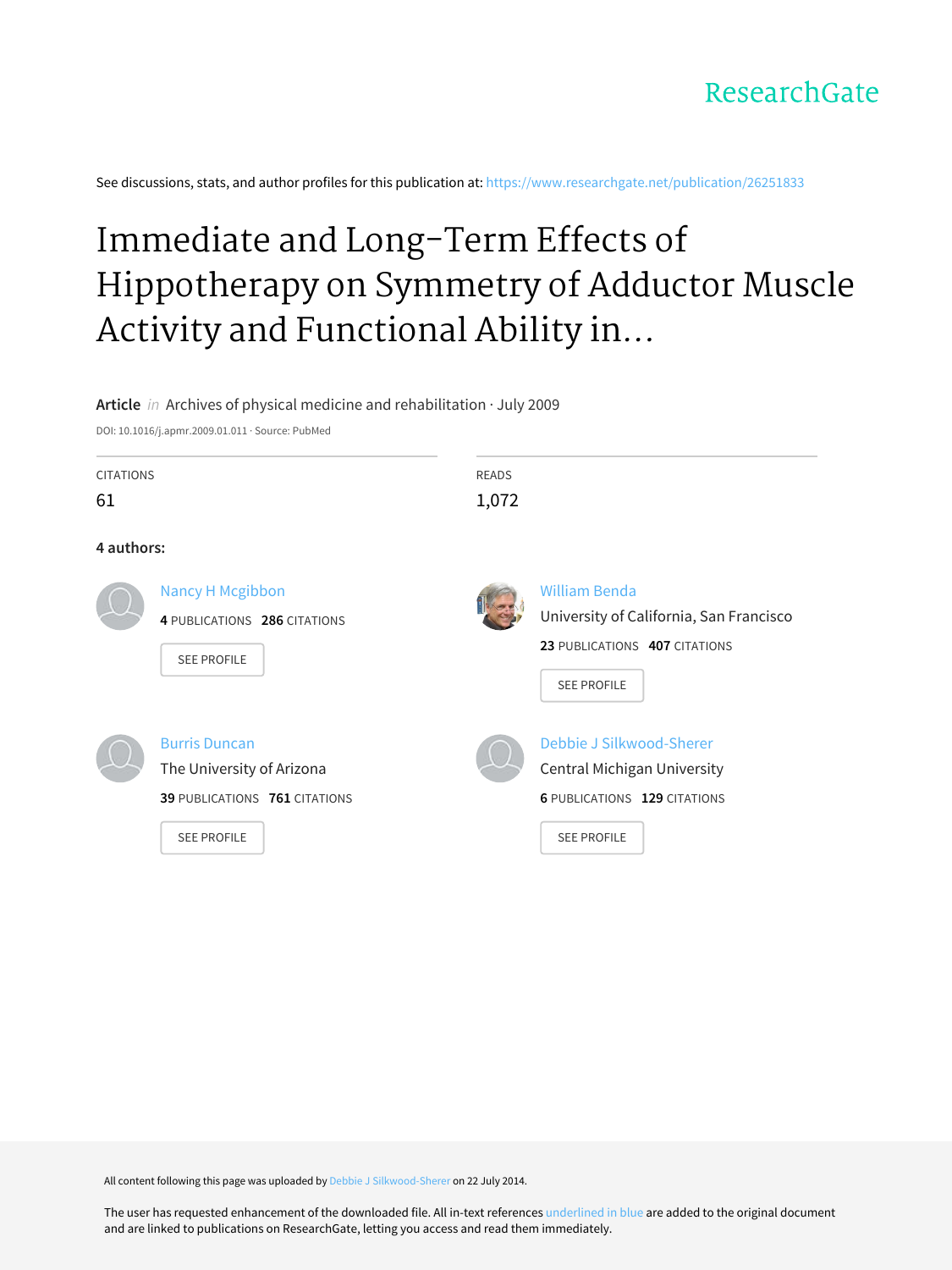ResearchGate

See discussions, stats, and author profiles for this publication at: https://www.researchgate.net/publication/26251833

# Immediate and Long-Term Effects of Hippotherapy on Symmetry of Adductor Muscle Activity and Functional Ability in...

**Article** *in* Archives of physical medicine and rehabilitation · July 2009

DOI: 10.1016/j.apmr.2009.01.011 · Source: PubMed

| CITATIONS | READS |
| --- | --- |
| 61 | 1,072 |

**4 authors:**

**Nancy H Mcgibbon**
4 PUBLICATIONS 286 CITATIONS
SEE PROFILE

**William Benda**
University of California, San Francisco
23 PUBLICATIONS 407 CITATIONS
SEE PROFILE

**Burris Duncan**
The University of Arizona
39 PUBLICATIONS 761 CITATIONS
SEE PROFILE

**Debbie J Silkwood-Sherer**
Central Michigan University
6 PUBLICATIONS 129 CITATIONS
SEE PROFILE

All content following this page was uploaded by Debbie J Silkwood-Sherer on 22 July 2014.

The user has requested enhancement of the downloaded file. All in-text references underlined in blue are added to the original document and are linked to publications on ResearchGate, letting you access and read them immediately.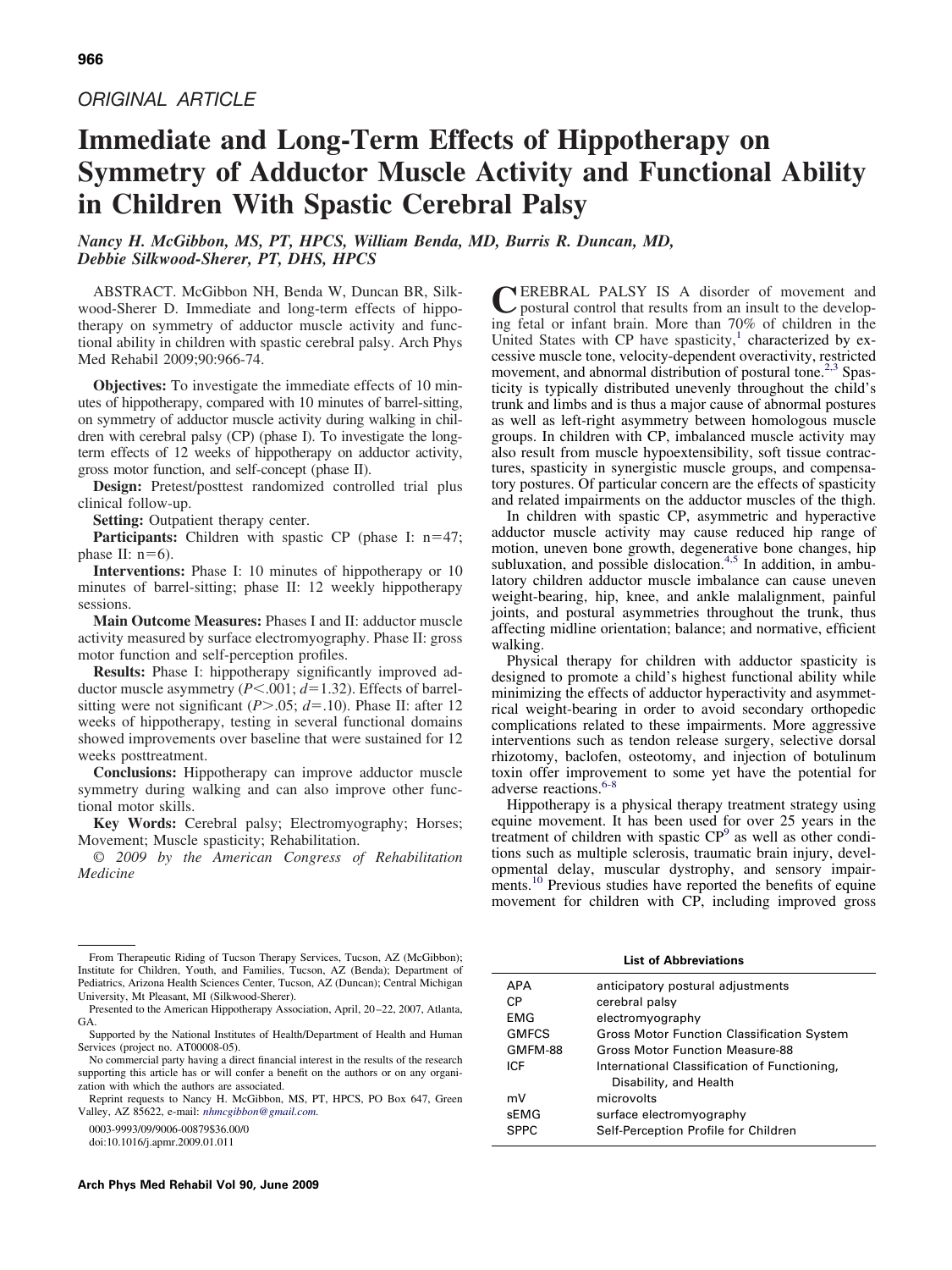*ORIGINAL ARTICLE*

# Immediate and Long-Term Effects of Hippotherapy on Symmetry of Adductor Muscle Activity and Functional Ability in Children With Spastic Cerebral Palsy

*Nancy H. McGibbon, MS, PT, HPCS, William Benda, MD, Burris R. Duncan, MD, Debbie Silkwood-Sherer, PT, DHS, HPCS*

ABSTRACT. McGibbon NH, Benda W, Duncan BR, Silkwood-Sherer D. Immediate and long-term effects of hippotherapy on symmetry of adductor muscle activity and functional ability in children with spastic cerebral palsy. Arch Phys Med Rehabil 2009;90:966-74.

**Objectives:** To investigate the immediate effects of 10 minutes of hippotherapy, compared with 10 minutes of barrel-sitting, on symmetry of adductor muscle activity during walking in children with cerebral palsy (CP) (phase I). To investigate the long-term effects of 12 weeks of hippotherapy on adductor activity, gross motor function, and self-concept (phase II).

**Design:** Pretest/posttest randomized controlled trial plus clinical follow-up.

**Setting:** Outpatient therapy center.

**Participants:** Children with spastic CP (phase I: n=47; phase II: n=6).

**Interventions:** Phase I: 10 minutes of hippotherapy or 10 minutes of barrel-sitting; phase II: 12 weekly hippotherapy sessions.

**Main Outcome Measures:** Phases I and II: adductor muscle activity measured by surface electromyography. Phase II: gross motor function and self-perception profiles.

**Results:** Phase I: hippotherapy significantly improved adductor muscle asymmetry ($P<.001$; $d=1.32$). Effects of barrel-sitting were not significant ($P>.05$; $d=.10$). Phase II: after 12 weeks of hippotherapy, testing in several functional domains showed improvements over baseline that were sustained for 12 weeks posttreatment.

**Conclusions:** Hippotherapy can improve adductor muscle symmetry during walking and can also improve other functional motor skills.

**Key Words:** Cerebral palsy; Electromyography; Horses; Movement; Muscle spasticity; Rehabilitation.

© 2009 by the American Congress of Rehabilitation Medicine

CEREBRAL PALSY IS A disorder of movement and postural control that results from an insult to the developing fetal or infant brain. More than 70% of children in the United States with CP have spasticity,[1] characterized by excessive muscle tone, velocity-dependent overactivity, restricted movement, and abnormal distribution of postural tone.[2,3] Spasticity is typically distributed unevenly throughout the child's trunk and limbs and is thus a major cause of abnormal postures as well as left-right asymmetry between homologous muscle groups. In children with CP, imbalanced muscle activity may also result from muscle hypoextensibility, soft tissue contractures, spasticity in synergistic muscle groups, and compensatory postures. Of particular concern are the effects of spasticity and related impairments on the adductor muscles of the thigh.

In children with spastic CP, asymmetric and hyperactive adductor muscle activity may cause reduced hip range of motion, uneven bone growth, degenerative bone changes, hip subluxation, and possible dislocation.[4,5] In addition, in ambulatory children adductor muscle imbalance can cause uneven weight-bearing, hip, knee, and ankle malalignment, painful joints, and postural asymmetries throughout the trunk, thus affecting midline orientation; balance; and normative, efficient walking.

Physical therapy for children with adductor spasticity is designed to promote a child's highest functional ability while minimizing the effects of adductor hyperactivity and asymmetrical weight-bearing in order to avoid secondary orthopedic complications related to these impairments. More aggressive interventions such as tendon release surgery, selective dorsal rhizotomy, baclofen, osteotomy, and injection of botulinum toxin offer improvement to some yet have the potential for adverse reactions.[6-8]

Hippotherapy is a physical therapy treatment strategy using equine movement. It has been used for over 25 years in the treatment of children with spastic CP[9] as well as other conditions such as multiple sclerosis, traumatic brain injury, developmental delay, muscular dystrophy, and sensory impairments.[10] Previous studies have reported the benefits of equine movement for children with CP, including improved gross

From Therapeutic Riding of Tucson Therapy Services, Tucson, AZ (McGibbon); Institute for Children, Youth, and Families, Tucson, AZ (Benda); Department of Pediatrics, Arizona Health Sciences Center, Tucson, AZ (Duncan); Central Michigan University, Mt Pleasant, MI (Silkwood-Sherer).

Presented to the American Hippotherapy Association, April, 20–22, 2007, Atlanta, GA.

Supported by the National Institutes of Health/Department of Health and Human Services (project no. AT00008-05).

No commercial party having a direct financial interest in the results of the research supporting this article has or will confer a benefit on the authors or on any organization with which the authors are associated.

Reprint requests to Nancy H. McGibbon, MS, PT, HPCS, PO Box 647, Green Valley, AZ 85622, e-mail: nhmcgibbon@gmail.com.

0003-9993/09/9006-00879$36.00/0
doi:10.1016/j.apmr.2009.01.011

**List of Abbreviations**

| | |
|---|---|
| APA | anticipatory postural adjustments |
| CP | cerebral palsy |
| EMG | electromyography |
| GMFCS | Gross Motor Function Classification System |
| GMFM-88 | Gross Motor Function Measure-88 |
| ICF | International Classification of Functioning, Disability, and Health |
| mV | microvolts |
| sEMG | surface electromyography |
| SPPC | Self-Perception Profile for Children |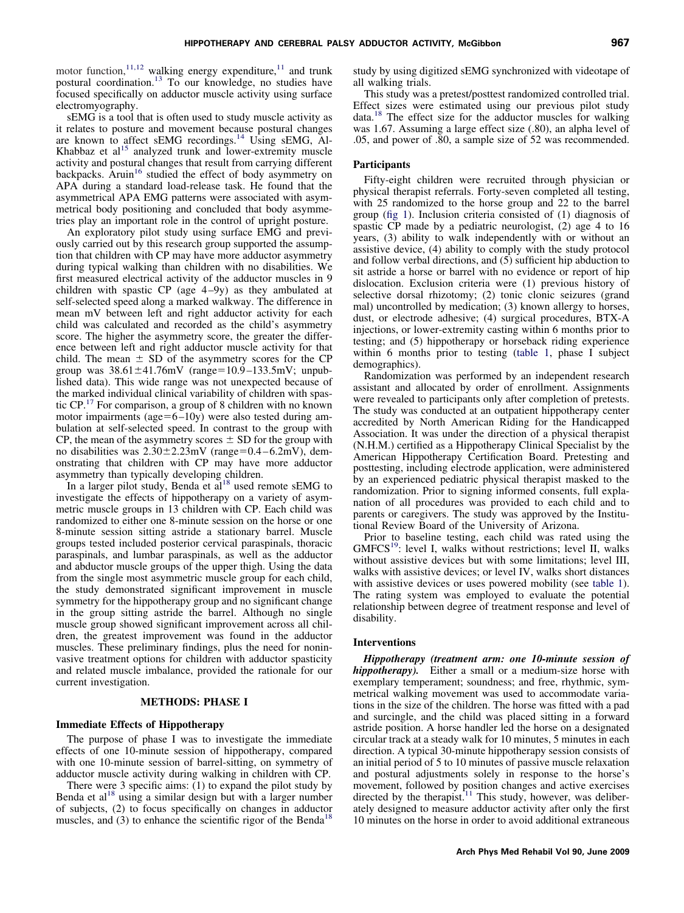motor function,[11,12] walking energy expenditure,[11] and trunk postural coordination.[13] To our knowledge, no studies have focused specifically on adductor muscle activity using surface electromyography.

sEMG is a tool that is often used to study muscle activity as it relates to posture and movement because postural changes are known to affect sEMG recordings.[14] Using sEMG, Al-Khabbaz et al[15] analyzed trunk and lower-extremity muscle activity and postural changes that result from carrying different backpacks. Aruin[16] studied the effect of body asymmetry on APA during a standard load-release task. He found that the asymmetrical APA EMG patterns were associated with asymmetrical body positioning and concluded that body asymmetries play an important role in the control of upright posture.

An exploratory pilot study using surface EMG and previously carried out by this research group supported the assumption that children with CP may have more adductor asymmetry during typical walking than children with no disabilities. We first measured electrical activity of the adductor muscles in 9 children with spastic CP (age 4–9y) as they ambulated at self-selected speed along a marked walkway. The difference in mean mV between left and right adductor activity for each child was calculated and recorded as the child's asymmetry score. The higher the asymmetry score, the greater the difference between left and right adductor muscle activity for that child. The mean ± SD of the asymmetry scores for the CP group was 38.61±41.76mV (range=10.9–133.5mV; unpublished data). This wide range was not unexpected because of the marked individual clinical variability of children with spastic CP.[17] For comparison, a group of 8 children with no known motor impairments (age=6–10y) were also tested during ambulation at self-selected speed. In contrast to the group with CP, the mean of the asymmetry scores ± SD for the group with no disabilities was 2.30±2.23mV (range=0.4–6.2mV), demonstrating that children with CP may have more adductor asymmetry than typically developing children.

In a larger pilot study, Benda et al[18] used remote sEMG to investigate the effects of hippotherapy on a variety of asymmetric muscle groups in 13 children with CP. Each child was randomized to either one 8-minute session on the horse or one 8-minute session sitting astride a stationary barrel. Muscle groups tested included posterior cervical paraspinals, thoracic paraspinals, and lumbar paraspinals, as well as the adductor and abductor muscle groups of the upper thigh. Using the data from the single most asymmetric muscle group for each child, the study demonstrated significant improvement in muscle symmetry for the hippotherapy group and no significant change in the group sitting astride the barrel. Although no single muscle group showed significant improvement across all children, the greatest improvement was found in the adductor muscles. These preliminary findings, plus the need for noninvasive treatment options for children with adductor spasticity and related muscle imbalance, provided the rationale for our current investigation.

## METHODS: PHASE I

### Immediate Effects of Hippotherapy

The purpose of phase I was to investigate the immediate effects of one 10-minute session of hippotherapy, compared with one 10-minute session of barrel-sitting, on symmetry of adductor muscle activity during walking in children with CP.

There were 3 specific aims: (1) to expand the pilot study by Benda et al[18] using a similar design but with a larger number of subjects, (2) to focus specifically on changes in adductor muscles, and (3) to enhance the scientific rigor of the Benda[18] study by using digitized sEMG synchronized with videotape of all walking trials.

This study was a pretest/posttest randomized controlled trial. Effect sizes were estimated using our previous pilot study data.[18] The effect size for the adductor muscles for walking was 1.67. Assuming a large effect size (.80), an alpha level of .05, and power of .80, a sample size of 52 was recommended.

### Participants

Fifty-eight children were recruited through physician or physical therapist referrals. Forty-seven completed all testing, with 25 randomized to the horse group and 22 to the barrel group (fig 1). Inclusion criteria consisted of (1) diagnosis of spastic CP made by a pediatric neurologist, (2) age 4 to 16 years, (3) ability to walk independently with or without an assistive device, (4) ability to comply with the study protocol and follow verbal directions, and (5) sufficient hip abduction to sit astride a horse or barrel with no evidence or report of hip dislocation. Exclusion criteria were (1) previous history of selective dorsal rhizotomy; (2) tonic clonic seizures (grand mal) uncontrolled by medication; (3) known allergy to horses, dust, or electrode adhesive; (4) surgical procedures, BTX-A injections, or lower-extremity casting within 6 months prior to testing; and (5) hippotherapy or horseback riding experience within 6 months prior to testing (table 1, phase I subject demographics).

Randomization was performed by an independent research assistant and allocated by order of enrollment. Assignments were revealed to participants only after completion of pretests. The study was conducted at an outpatient hippotherapy center accredited by North American Riding for the Handicapped Association. It was under the direction of a physical therapist (N.H.M.) certified as a Hippotherapy Clinical Specialist by the American Hippotherapy Certification Board. Pretesting and posttesting, including electrode application, were administered by an experienced pediatric physical therapist masked to the randomization. Prior to signing informed consents, full explanation of all procedures was provided to each child and to parents or caregivers. The study was approved by the Institutional Review Board of the University of Arizona.

Prior to baseline testing, each child was rated using the GMFCS[19]: level I, walks without restrictions; level II, walks without assistive devices but with some limitations; level III, walks with assistive devices; or level IV, walks short distances with assistive devices or uses powered mobility (see table 1). The rating system was employed to evaluate the potential relationship between degree of treatment response and level of disability.

### Interventions

***Hippotherapy (treatment arm: one 10-minute session of hippotherapy).*** Either a small or a medium-size horse with exemplary temperament; soundness; and free, rhythmic, symmetrical walking movement was used to accommodate variations in the size of the children. The horse was fitted with a pad and surcingle, and the child was placed sitting in a forward astride position. A horse handler led the horse on a designated circular track at a steady walk for 10 minutes, 5 minutes in each direction. A typical 30-minute hippotherapy session consists of an initial period of 5 to 10 minutes of passive muscle relaxation and postural adjustments solely in response to the horse's movement, followed by position changes and active exercises directed by the therapist.[11] This study, however, was deliberately designed to measure adductor activity after only the first 10 minutes on the horse in order to avoid additional extraneous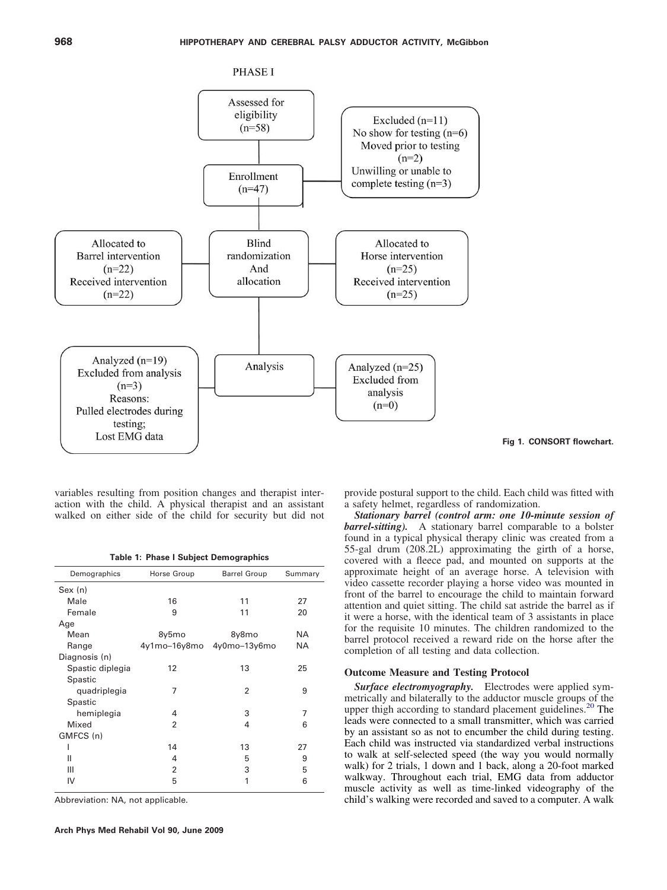PHASE I

Assessed for eligibility (n=58)

Excluded (n=11)
No show for testing (n=6)
Moved prior to testing (n=2)
Unwilling or unable to complete testing (n=3)

Enrollment (n=47)

Blind randomization And allocation

Allocated to Barrel intervention (n=22)
Received intervention (n=22)

Allocated to Horse intervention (n=25)
Received intervention (n=25)

Analysis

Analyzed (n=19)
Excluded from analysis (n=3)
Reasons:
Pulled electrodes during testing;
Lost EMG data

Analyzed (n=25)
Excluded from analysis (n=0)

**Fig 1. CONSORT flowchart.**

variables resulting from position changes and therapist interaction with the child. A physical therapist and an assistant walked on either side of the child for security but did not provide postural support to the child. Each child was fitted with a safety helmet, regardless of randomization.

**Table 1: Phase I Subject Demographics**

| Demographics | Horse Group | Barrel Group | Summary |
|---|---|---|---|
| Sex (n) | | | |
| Male | 16 | 11 | 27 |
| Female | 9 | 11 | 20 |
| Age | | | |
| Mean | 8y5mo | 8y8mo | NA |
| Range | 4y1mo–16y8mo | 4y0mo–13y6mo | NA |
| Diagnosis (n) | | | |
| Spastic diplegia | 12 | 13 | 25 |
| Spastic quadriplegia | 7 | 2 | 9 |
| Spastic hemiplegia | 4 | 3 | 7 |
| Mixed | 2 | 4 | 6 |
| GMFCS (n) | | | |
| I | 14 | 13 | 27 |
| II | 4 | 5 | 9 |
| III | 2 | 3 | 5 |
| IV | 5 | 1 | 6 |

Abbreviation: NA, not applicable.

***Stationary barrel (control arm: one 10-minute session of barrel-sitting).*** A stationary barrel comparable to a bolster found in a typical physical therapy clinic was created from a 55-gal drum (208.2L) approximating the girth of a horse, covered with a fleece pad, and mounted on supports at the approximate height of an average horse. A television with video cassette recorder playing a horse video was mounted in front of the barrel to encourage the child to maintain forward attention and quiet sitting. The child sat astride the barrel as if it were a horse, with the identical team of 3 assistants in place for the requisite 10 minutes. The children randomized to the barrel protocol received a reward ride on the horse after the completion of all testing and data collection.

### Outcome Measure and Testing Protocol

***Surface electromyography.*** Electrodes were applied symmetrically and bilaterally to the adductor muscle groups of the upper thigh according to standard placement guidelines.[20] The leads were connected to a small transmitter, which was carried by an assistant so as not to encumber the child during testing. Each child was instructed via standardized verbal instructions to walk at self-selected speed (the way you would normally walk) for 2 trials, 1 down and 1 back, along a 20-foot marked walkway. Throughout each trial, EMG data from adductor muscle activity as well as time-linked videography of the child's walking were recorded and saved to a computer. A walk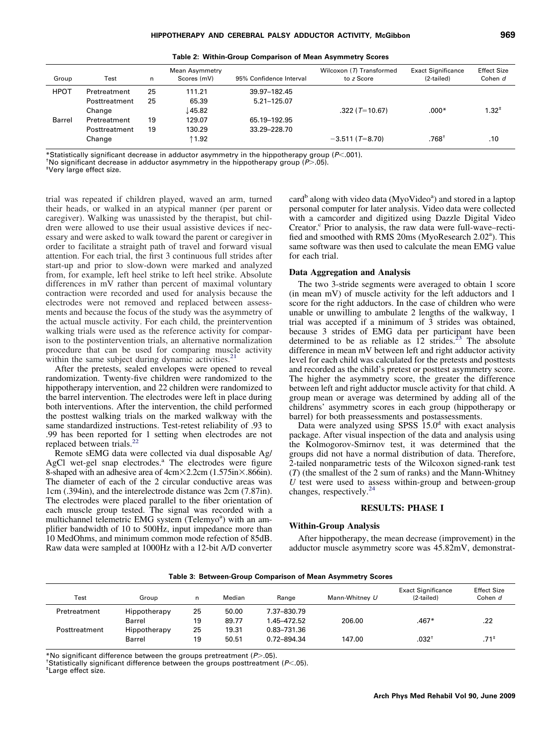**Table 2: Within-Group Comparison of Mean Asymmetry Scores**

| Group | Test | n | Mean Asymmetry Scores (mV) | 95% Confidence Interval | Wilcoxon (T) Transformed to z Score | Exact Significance (2-tailed) | Effect Size Cohen d |
|---|---|---|---|---|---|---|---|
| HPOT | Pretreatment | 25 | 111.21 | 39.97–182.45 | | | |
| | Posttreatment | 25 | 65.39 | 5.21–125.07 | | | |
| | Change | | ↓45.82 | | .322 ($T$=10.67) | .000* | 1.32[‡] |
| Barrel | Pretreatment | 19 | 129.07 | 65.19–192.95 | | | |
| | Posttreatment | 19 | 130.29 | 33.29–228.70 | | | |
| | Change | | ↑1.92 | | −3.511 ($T$=8.70) | .768[†] | .10 |

*Statistically significant decrease in adductor asymmetry in the hippotherapy group ($P$<.001).
[†]No significant decrease in adductor asymmetry in the hippotherapy group ($P$>.05).
[‡]Very large effect size.

trial was repeated if children played, waved an arm, turned their heads, or walked in an atypical manner (per parent or caregiver). Walking was unassisted by the therapist, but children were allowed to use their usual assistive devices if necessary and were asked to walk toward the parent or caregiver in order to facilitate a straight path of travel and forward visual attention. For each trial, the first 3 continuous full strides after start-up and prior to slow-down were marked and analyzed from, for example, left heel strike to left heel strike. Absolute differences in mV rather than percent of maximal voluntary contraction were recorded and used for analysis because the electrodes were not removed and replaced between assessments and because the focus of the study was the asymmetry of the actual muscle activity. For each child, the preintervention walking trials were used as the reference activity for comparison to the postintervention trials, an alternative normalization procedure that can be used for comparing muscle activity within the same subject during dynamic activities.[21]

After the pretests, sealed envelopes were opened to reveal randomization. Twenty-five children were randomized to the hippotherapy intervention, and 22 children were randomized to the barrel intervention. The electrodes were left in place during both interventions. After the intervention, the child performed the posttest walking trials on the marked walkway with the same standardized instructions. Test-retest reliability of .93 to .99 has been reported for 1 setting when electrodes are not replaced between trials.[22]

Remote sEMG data were collected via dual disposable Ag/AgCl wet-gel snap electrodes.[a] The electrodes were figure 8-shaped with an adhesive area of 4cm×2.2cm (1.575in×.866in). The diameter of each of the 2 circular conductive areas was 1cm (.394in), and the interelectrode distance was 2cm (7.87in). The electrodes were placed parallel to the fiber orientation of each muscle group tested. The signal was recorded with a multichannel telemetric EMG system (Telemyo[a]) with an amplifier bandwidth of 10 to 500Hz, input impedance more than 10 MedOhms, and minimum common mode refection of 85dB. Raw data were sampled at 1000Hz with a 12-bit A/D converter card[b] along with video data (MyoVideo[a]) and stored in a laptop personal computer for later analysis. Video data were collected with a camcorder and digitized using Dazzle Digital Video Creator.[c] Prior to analysis, the raw data were full-wave–rectified and smoothed with RMS 20ms (MyoResearch 2.02[a]). This same software was then used to calculate the mean EMG value for each trial.

### Data Aggregation and Analysis

The two 3-stride segments were averaged to obtain 1 score (in mean mV) of muscle activity for the left adductors and 1 score for the right adductors. In the case of children who were unable or unwilling to ambulate 2 lengths of the walkway, 1 trial was accepted if a minimum of 3 strides was obtained, because 3 strides of EMG data per participant have been determined to be as reliable as 12 strides.[23] The absolute difference in mean mV between left and right adductor activity level for each child was calculated for the pretests and posttests and recorded as the child's pretest or posttest asymmetry score. The higher the asymmetry score, the greater the difference between left and right adductor muscle activity for that child. A group mean or average was determined by adding all of the childrens' asymmetry scores in each group (hippotherapy or barrel) for both preassessments and postassessments.

Data were analyzed using SPSS 15.0[d] with exact analysis package. After visual inspection of the data and analysis using the Kolmogorov-Smirnov test, it was determined that the groups did not have a normal distribution of data. Therefore, 2-tailed nonparametric tests of the Wilcoxon signed-rank test ($T$) (the smallest of the 2 sum of ranks) and the Mann-Whitney $U$ test were used to assess within-group and between-group changes, respectively.[24]

## RESULTS: PHASE I

### Within-Group Analysis

After hippotherapy, the mean decrease (improvement) in the adductor muscle asymmetry score was 45.82mV, demonstrat-

**Table 3: Between-Group Comparison of Mean Asymmetry Scores**

| Test | Group | n | Median | Range | Mann-Whitney U | Exact Significance (2-tailed) | Effect Size Cohen d |
|---|---|---|---|---|---|---|---|
| Pretreatment | Hippotherapy | 25 | 50.00 | 7.37–830.79 | | | |
| | Barrel | 19 | 89.77 | 1.45–472.52 | 206.00 | .467* | .22 |
| Posttreatment | Hippotherapy | 25 | 19.31 | 0.83–731.36 | | | |
| | Barrel | 19 | 50.51 | 0.72–894.34 | 147.00 | .032[†] | .71[‡] |

*No significant difference between the groups pretreatment ($P$>.05).
[†]Statistically significant difference between the groups posttreatment ($P$<.05).
[‡]Large effect size.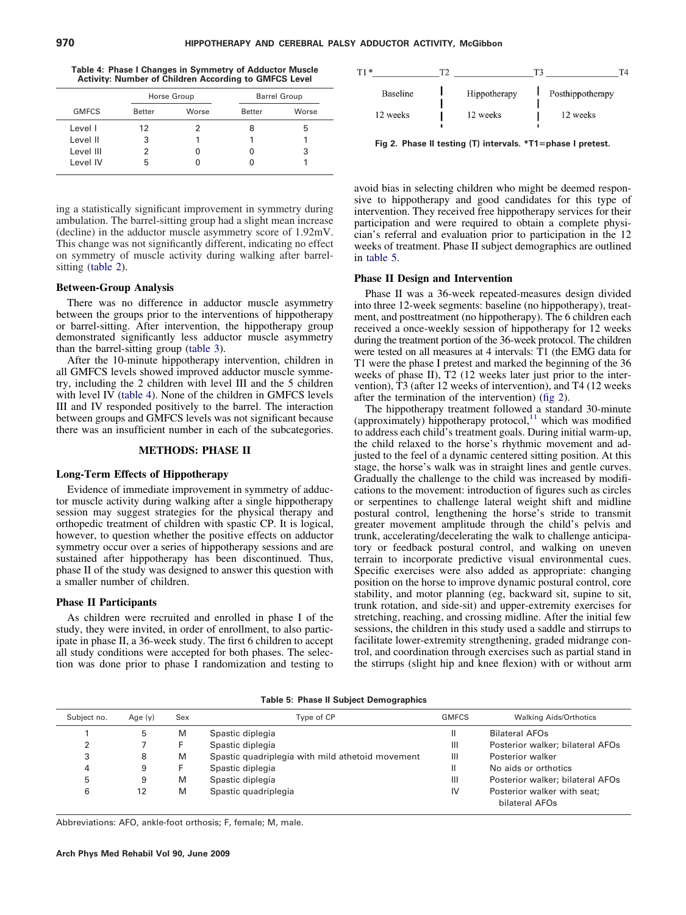**Table 4: Phase I Changes in Symmetry of Adductor Muscle Activity: Number of Children According to GMFCS Level**

| GMFCS | Horse Group | | Barrel Group | |
|---|---|---|---|---|
| | Better | Worse | Better | Worse |
| Level I | 12 | 2 | 8 | 5 |
| Level II | 3 | 1 | 1 | 1 |
| Level III | 2 | 0 | 0 | 3 |
| Level IV | 5 | 0 | 0 | 1 |

ing a statistically significant improvement in symmetry during ambulation. The barrel-sitting group had a slight mean increase (decline) in the adductor muscle asymmetry score of 1.92mV. This change was not significantly different, indicating no effect on symmetry of muscle activity during walking after barrel-sitting (table 2).

### Between-Group Analysis

There was no difference in adductor muscle asymmetry between the groups prior to the interventions of hippotherapy or barrel-sitting. After intervention, the hippotherapy group demonstrated significantly less adductor muscle asymmetry than the barrel-sitting group (table 3).

After the 10-minute hippotherapy intervention, children in all GMFCS levels showed improved adductor muscle symmetry, including the 2 children with level III and the 5 children with level IV (table 4). None of the children in GMFCS levels III and IV responded positively to the barrel. The interaction between groups and GMFCS levels was not significant because there was an insufficient number in each of the subcategories.

## METHODS: PHASE II

### Long-Term Effects of Hippotherapy

Evidence of immediate improvement in symmetry of adductor muscle activity during walking after a single hippotherapy session may suggest strategies for the physical therapy and orthopedic treatment of children with spastic CP. It is logical, however, to question whether the positive effects on adductor symmetry occur over a series of hippotherapy sessions and are sustained after hippotherapy has been discontinued. Thus, phase II of the study was designed to answer this question with a smaller number of children.

### Phase II Participants

As children were recruited and enrolled in phase I of the study, they were invited, in order of enrollment, to also participate in phase II, a 36-week study. The first 6 children to accept all study conditions were accepted for both phases. The selection was done prior to phase I randomization and testing to avoid bias in selecting children who might be deemed responsive to hippotherapy and good candidates for this type of intervention. They received free hippotherapy services for their participation and were required to obtain a complete physician's referral and evaluation prior to participation in the 12 weeks of treatment. Phase II subject demographics are outlined in table 5.

| T1* | T2 | T3 | T4 |
|---|---|---|---|
| Baseline | Hippotherapy | Posthippotherapy | |
| 12 weeks | 12 weeks | 12 weeks | |

Fig 2. Phase II testing (T) intervals. *T1=phase I pretest.

### Phase II Design and Intervention

Phase II was a 36-week repeated-measures design divided into three 12-week segments: baseline (no hippotherapy), treatment, and posttreatment (no hippotherapy). The 6 children each received a once-weekly session of hippotherapy for 12 weeks during the treatment portion of the 36-week protocol. The children were tested on all measures at 4 intervals: T1 (the EMG data for T1 were the phase I pretest and marked the beginning of the 36 weeks of phase II), T2 (12 weeks later just prior to the intervention), T3 (after 12 weeks of intervention), and T4 (12 weeks after the termination of the intervention) (fig 2).

The hippotherapy treatment followed a standard 30-minute (approximately) hippotherapy protocol,[11] which was modified to address each child's treatment goals. During initial warm-up, the child relaxed to the horse's rhythmic movement and adjusted to the feel of a dynamic centered sitting position. At this stage, the horse's walk was in straight lines and gentle curves. Gradually the challenge to the child was increased by modifications to the movement: introduction of figures such as circles or serpentines to challenge lateral weight shift and midline postural control, lengthening the horse's stride to transmit greater movement amplitude through the child's pelvis and trunk, accelerating/decelerating the walk to challenge anticipatory or feedback postural control, and walking on uneven terrain to incorporate predictive visual environmental cues. Specific exercises were also added as appropriate: changing position on the horse to improve dynamic postural control, core stability, and motor planning (eg, backward sit, supine to sit, trunk rotation, and side-sit) and upper-extremity exercises for stretching, reaching, and crossing midline. After the initial few sessions, the children in this study used a saddle and stirrups to facilitate lower-extremity strengthening, graded midrange control, and coordination through exercises such as partial stand in the stirrups (slight hip and knee flexion) with or without arm

**Table 5: Phase II Subject Demographics**

| Subject no. | Age (y) | Sex | Type of CP | GMFCS | Walking Aids/Orthotics |
|---|---|---|---|---|---|
| 1 | 5 | M | Spastic diplegia | II | Bilateral AFOs |
| 2 | 7 | F | Spastic diplegia | III | Posterior walker; bilateral AFOs |
| 3 | 8 | M | Spastic quadriplegia with mild athetoid movement | III | Posterior walker |
| 4 | 9 | F | Spastic diplegia | II | No aids or orthotics |
| 5 | 9 | M | Spastic diplegia | III | Posterior walker; bilateral AFOs |
| 6 | 12 | M | Spastic quadriplegia | IV | Posterior walker with seat; bilateral AFOs |

Abbreviations: AFO, ankle-foot orthosis; F, female; M, male.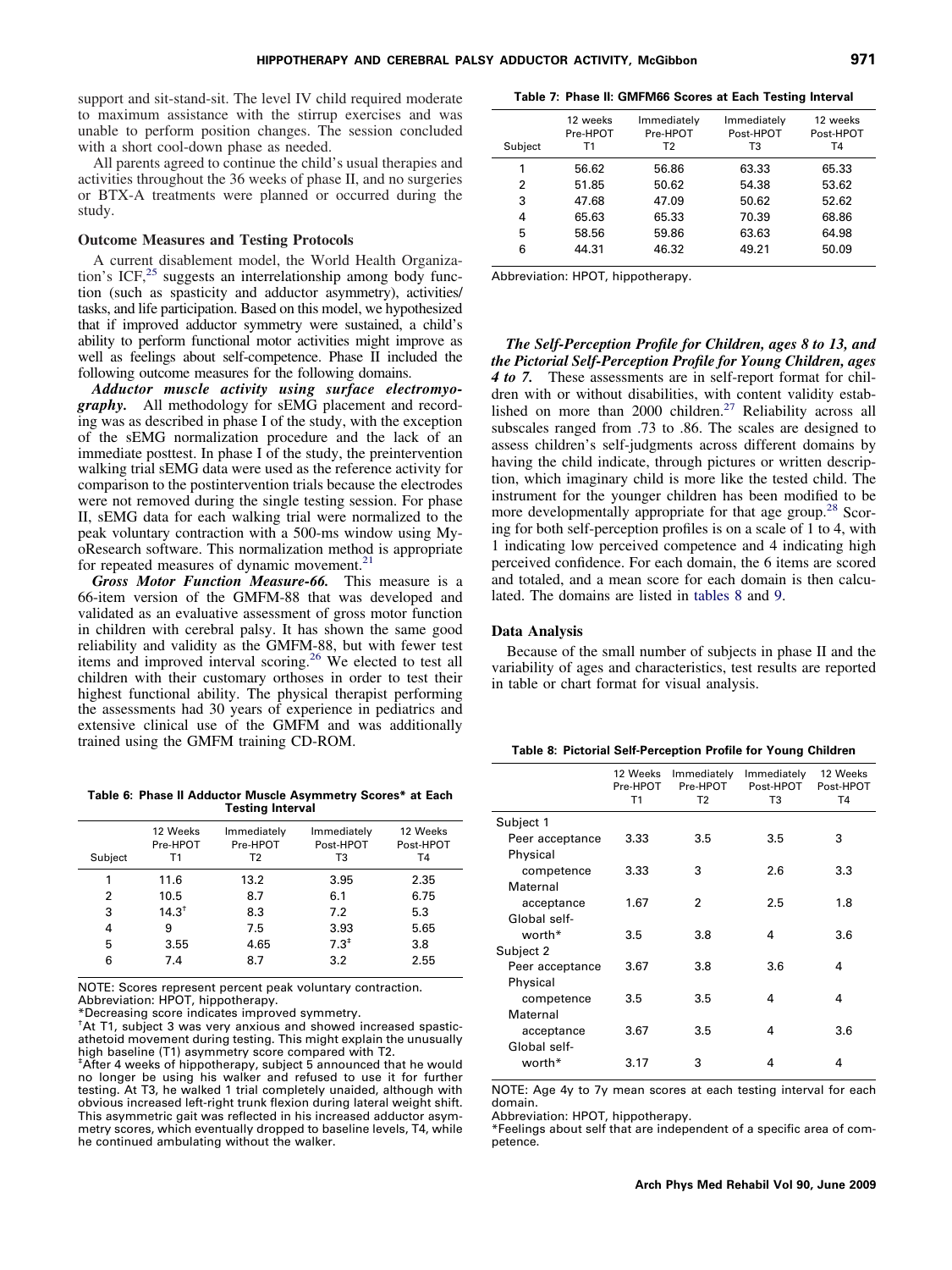support and sit-stand-sit. The level IV child required moderate to maximum assistance with the stirrup exercises and was unable to perform position changes. The session concluded with a short cool-down phase as needed.

All parents agreed to continue the child's usual therapies and activities throughout the 36 weeks of phase II, and no surgeries or BTX-A treatments were planned or occurred during the study.

### Outcome Measures and Testing Protocols

A current disablement model, the World Health Organization's ICF,[25] suggests an interrelationship among body function (such as spasticity and adductor asymmetry), activities/tasks, and life participation. Based on this model, we hypothesized that if improved adductor symmetry were sustained, a child's ability to perform functional motor activities might improve as well as feelings about self-competence. Phase II included the following outcome measures for the following domains.

***Adductor muscle activity using surface electromyography.*** All methodology for sEMG placement and recording was as described in phase I of the study, with the exception of the sEMG normalization procedure and the lack of an immediate posttest. In phase I of the study, the preintervention walking trial sEMG data were used as the reference activity for comparison to the postintervention trials because the electrodes were not removed during the single testing session. For phase II, sEMG data for each walking trial were normalized to the peak voluntary contraction with a 500-ms window using MyoResearch software. This normalization method is appropriate for repeated measures of dynamic movement.[21]

***Gross Motor Function Measure-66.*** This measure is a 66-item version of the GMFM-88 that was developed and validated as an evaluative assessment of gross motor function in children with cerebral palsy. It has shown the same good reliability and validity as the GMFM-88, but with fewer test items and improved interval scoring.[26] We elected to test all children with their customary orthoses in order to test their highest functional ability. The physical therapist performing the assessments had 30 years of experience in pediatrics and extensive clinical use of the GMFM and was additionally trained using the GMFM training CD-ROM.

**Table 6: Phase II Adductor Muscle Asymmetry Scores* at Each Testing Interval**

| Subject | 12 Weeks Pre-HPOT T1 | Immediately Pre-HPOT T2 | Immediately Post-HPOT T3 | 12 Weeks Post-HPOT T4 |
|---|---|---|---|---|
| 1 | 11.6 | 13.2 | 3.95 | 2.35 |
| 2 | 10.5 | 8.7 | 6.1 | 6.75 |
| 3 | 14.3† | 8.3 | 7.2 | 5.3 |
| 4 | 9 | 7.5 | 3.93 | 5.65 |
| 5 | 3.55 | 4.65 | 7.3‡ | 3.8 |
| 6 | 7.4 | 8.7 | 3.2 | 2.55 |

NOTE: Scores represent percent peak voluntary contraction.
Abbreviation: HPOT, hippotherapy.
*Decreasing score indicates improved symmetry.
†At T1, subject 3 was very anxious and showed increased spastic-athetoid movement during testing. This might explain the unusually high baseline (T1) asymmetry score compared with T2.
‡After 4 weeks of hippotherapy, subject 5 announced that he would no longer be using his walker and refused to use it for further testing. At T3, he walked 1 trial completely unaided, although with obvious increased left-right trunk flexion during lateral weight shift. This asymmetric gait was reflected in his increased adductor asymmetry scores, which eventually dropped to baseline levels, T4, while he continued ambulating without the walker.

**Table 7: Phase II: GMFM66 Scores at Each Testing Interval**

| Subject | 12 weeks Pre-HPOT T1 | Immediately Pre-HPOT T2 | Immediately Post-HPOT T3 | 12 weeks Post-HPOT T4 |
|---|---|---|---|---|
| 1 | 56.62 | 56.86 | 63.33 | 65.33 |
| 2 | 51.85 | 50.62 | 54.38 | 53.62 |
| 3 | 47.68 | 47.09 | 50.62 | 52.62 |
| 4 | 65.63 | 65.33 | 70.39 | 68.86 |
| 5 | 58.56 | 59.86 | 63.63 | 64.98 |
| 6 | 44.31 | 46.32 | 49.21 | 50.09 |

Abbreviation: HPOT, hippotherapy.

***The Self-Perception Profile for Children, ages 8 to 13, and the Pictorial Self-Perception Profile for Young Children, ages 4 to 7.*** These assessments are in self-report format for children with or without disabilities, with content validity established on more than 2000 children.[27] Reliability across all subscales ranged from .73 to .86. The scales are designed to assess children's self-judgments across different domains by having the child indicate, through pictures or written description, which imaginary child is more like the tested child. The instrument for the younger children has been modified to be more developmentally appropriate for that age group.[28] Scoring for both self-perception profiles is on a scale of 1 to 4, with 1 indicating low perceived competence and 4 indicating high perceived confidence. For each domain, the 6 items are scored and totaled, and a mean score for each domain is then calculated. The domains are listed in tables 8 and 9.

### Data Analysis

Because of the small number of subjects in phase II and the variability of ages and characteristics, test results are reported in table or chart format for visual analysis.

**Table 8: Pictorial Self-Perception Profile for Young Children**

| | 12 Weeks Pre-HPOT T1 | Immediately Pre-HPOT T2 | Immediately Post-HPOT T3 | 12 Weeks Post-HPOT T4 |
|---|---|---|---|---|
| Subject 1 | | | | |
| Peer acceptance | 3.33 | 3.5 | 3.5 | 3 |
| Physical competence | 3.33 | 3 | 2.6 | 3.3 |
| Maternal acceptance | 1.67 | 2 | 2.5 | 1.8 |
| Global self-worth* | 3.5 | 3.8 | 4 | 3.6 |
| Subject 2 | | | | |
| Peer acceptance | 3.67 | 3.8 | 3.6 | 4 |
| Physical competence | 3.5 | 3.5 | 4 | 4 |
| Maternal acceptance | 3.67 | 3.5 | 4 | 3.6 |
| Global self-worth* | 3.17 | 3 | 4 | 4 |

NOTE: Age 4y to 7y mean scores at each testing interval for each domain.
Abbreviation: HPOT, hippotherapy.
*Feelings about self that are independent of a specific area of competence.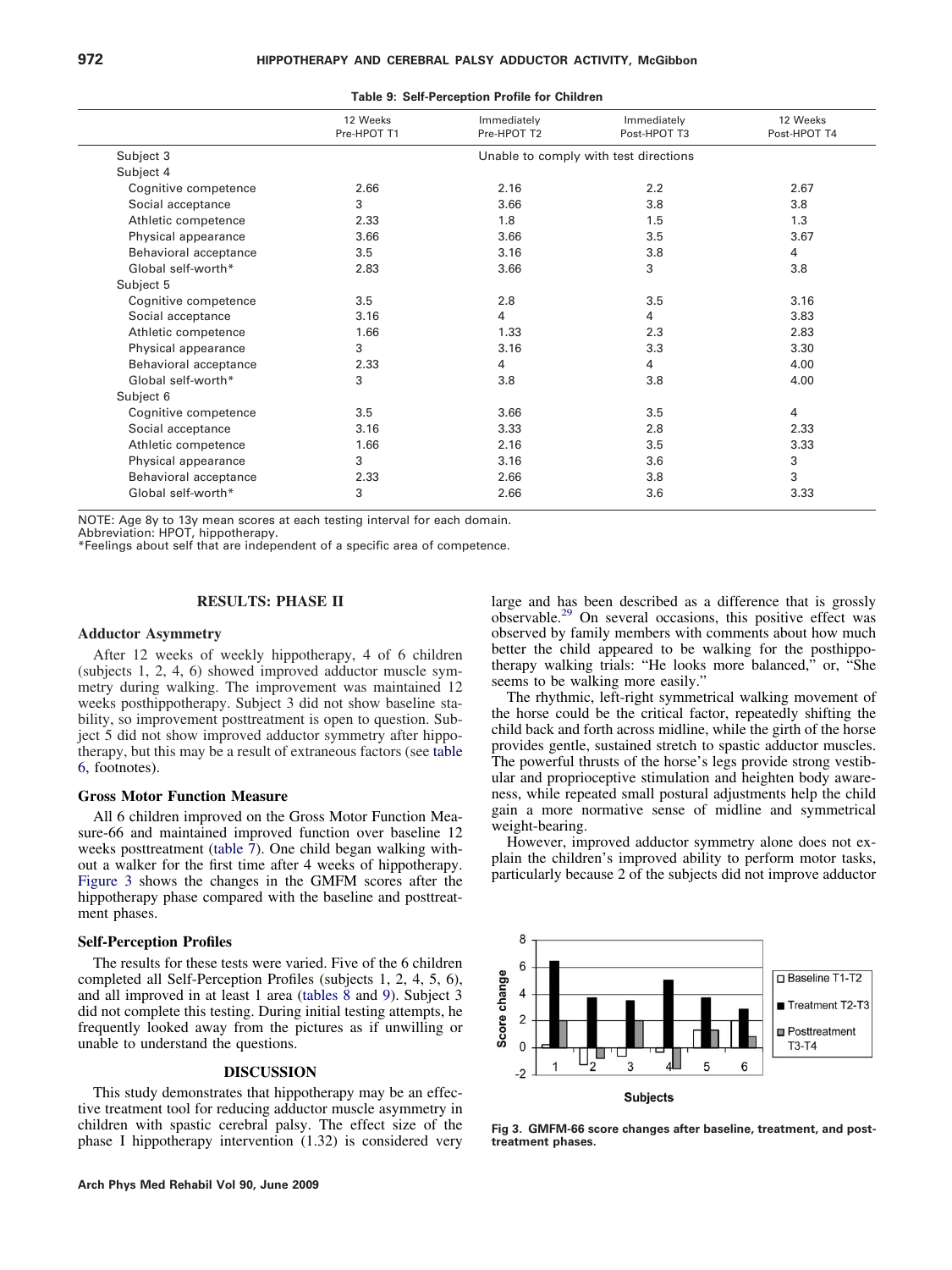**Table 9: Self-Perception Profile for Children**

| | 12 Weeks Pre-HPOT T1 | Immediately Pre-HPOT T2 | Immediately Post-HPOT T3 | 12 Weeks Post-HPOT T4 |
|---|---|---|---|---|
| Subject 3 | | Unable to comply with test directions | | |
| Subject 4 | | | | |
| Cognitive competence | 2.66 | 2.16 | 2.2 | 2.67 |
| Social acceptance | 3 | 3.66 | 3.8 | 3.8 |
| Athletic competence | 2.33 | 1.8 | 1.5 | 1.3 |
| Physical appearance | 3.66 | 3.66 | 3.5 | 3.67 |
| Behavioral acceptance | 3.5 | 3.16 | 3.8 | 4 |
| Global self-worth* | 2.83 | 3.66 | 3 | 3.8 |
| Subject 5 | | | | |
| Cognitive competence | 3.5 | 2.8 | 3.5 | 3.16 |
| Social acceptance | 3.16 | 4 | 4 | 3.83 |
| Athletic competence | 1.66 | 1.33 | 2.3 | 2.83 |
| Physical appearance | 3 | 3.16 | 3.3 | 3.30 |
| Behavioral acceptance | 2.33 | 4 | 4 | 4.00 |
| Global self-worth* | 3 | 3.8 | 3.8 | 4.00 |
| Subject 6 | | | | |
| Cognitive competence | 3.5 | 3.66 | 3.5 | 4 |
| Social acceptance | 3.16 | 3.33 | 2.8 | 2.33 |
| Athletic competence | 1.66 | 2.16 | 3.5 | 3.33 |
| Physical appearance | 3 | 3.16 | 3.6 | 3 |
| Behavioral acceptance | 2.33 | 2.66 | 3.8 | 3 |
| Global self-worth* | 3 | 2.66 | 3.6 | 3.33 |

NOTE: Age 8y to 13y mean scores at each testing interval for each domain.
Abbreviation: HPOT, hippotherapy.
*Feelings about self that are independent of a specific area of competence.

## RESULTS: PHASE II

### Adductor Asymmetry

After 12 weeks of weekly hippotherapy, 4 of 6 children (subjects 1, 2, 4, 6) showed improved adductor muscle symmetry during walking. The improvement was maintained 12 weeks posthippotherapy. Subject 3 did not show baseline stability, so improvement posttreatment is open to question. Subject 5 did not show improved adductor symmetry after hippotherapy, but this may be a result of extraneous factors (see table 6, footnotes).

### Gross Motor Function Measure

All 6 children improved on the Gross Motor Function Measure-66 and maintained improved function over baseline 12 weeks posttreatment (table 7). One child began walking without a walker for the first time after 4 weeks of hippotherapy. Figure 3 shows the changes in the GMFM scores after the hippotherapy phase compared with the baseline and posttreatment phases.

### Self-Perception Profiles

The results for these tests were varied. Five of the 6 children completed all Self-Perception Profiles (subjects 1, 2, 4, 5, 6), and all improved in at least 1 area (tables 8 and 9). Subject 3 did not complete this testing. During initial testing attempts, he frequently looked away from the pictures as if unwilling or unable to understand the questions.

## DISCUSSION

This study demonstrates that hippotherapy may be an effective treatment tool for reducing adductor muscle asymmetry in children with spastic cerebral palsy. The effect size of the phase I hippotherapy intervention (1.32) is considered very large and has been described as a difference that is grossly observable.[29] On several occasions, this positive effect was observed by family members with comments about how much better the child appeared to be walking for the posthippotherapy walking trials: "He looks more balanced," or, "She seems to be walking more easily."

The rhythmic, left-right symmetrical walking movement of the horse could be the critical factor, repeatedly shifting the child back and forth across midline, while the girth of the horse provides gentle, sustained stretch to spastic adductor muscles. The powerful thrusts of the horse's legs provide strong vestibular and proprioceptive stimulation and heighten body awareness, while repeated small postural adjustments help the child gain a more normative sense of midline and symmetrical weight-bearing.

However, improved adductor symmetry alone does not explain the children's improved ability to perform motor tasks, particularly because 2 of the subjects did not improve adductor

**Fig 3. GMFM-66 score changes after baseline, treatment, and posttreatment phases.**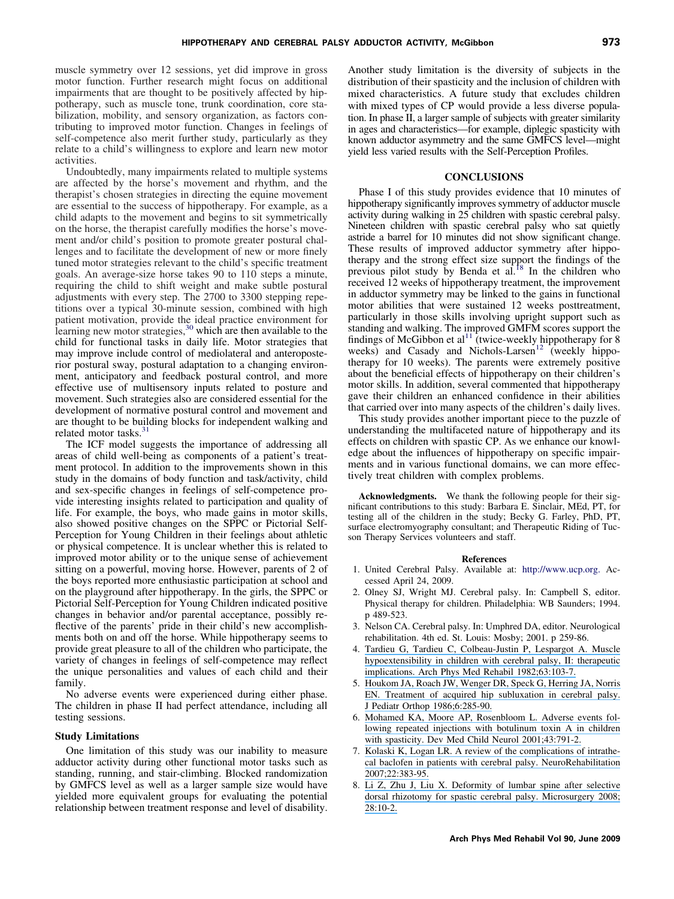muscle symmetry over 12 sessions, yet did improve in gross motor function. Further research might focus on additional impairments that are thought to be positively affected by hippotherapy, such as muscle tone, trunk coordination, core stabilization, mobility, and sensory organization, as factors contributing to improved motor function. Changes in feelings of self-competence also merit further study, particularly as they relate to a child's willingness to explore and learn new motor activities.

Undoubtedly, many impairments related to multiple systems are affected by the horse's movement and rhythm, and the therapist's chosen strategies in directing the equine movement are essential to the success of hippotherapy. For example, as a child adapts to the movement and begins to sit symmetrically on the horse, the therapist carefully modifies the horse's movement and/or child's position to promote greater postural challenges and to facilitate the development of new or more finely tuned motor strategies relevant to the child's specific treatment goals. An average-size horse takes 90 to 110 steps a minute, requiring the child to shift weight and make subtle postural adjustments with every step. The 2700 to 3300 stepping repetitions over a typical 30-minute session, combined with high patient motivation, provide the ideal practice environment for learning new motor strategies,[30] which are then available to the child for functional tasks in daily life. Motor strategies that may improve include control of mediolateral and anteroposterior postural sway, postural adaptation to a changing environment, anticipatory and feedback postural control, and more effective use of multisensory inputs related to posture and movement. Such strategies also are considered essential for the development of normative postural control and movement and are thought to be building blocks for independent walking and related motor tasks.[31]

The ICF model suggests the importance of addressing all areas of child well-being as components of a patient's treatment protocol. In addition to the improvements shown in this study in the domains of body function and task/activity, child and sex-specific changes in feelings of self-competence provide interesting insights related to participation and quality of life. For example, the boys, who made gains in motor skills, also showed positive changes on the SPPC or Pictorial Self-Perception for Young Children in their feelings about athletic or physical competence. It is unclear whether this is related to improved motor ability or to the unique sense of achievement sitting on a powerful, moving horse. However, parents of 2 of the boys reported more enthusiastic participation at school and on the playground after hippotherapy. In the girls, the SPPC or Pictorial Self-Perception for Young Children indicated positive changes in behavior and/or parental acceptance, possibly reflective of the parents' pride in their child's new accomplishments both on and off the horse. While hippotherapy seems to provide great pleasure to all of the children who participate, the variety of changes in feelings of self-competence may reflect the unique personalities and values of each child and their family.

No adverse events were experienced during either phase. The children in phase II had perfect attendance, including all testing sessions.

### Study Limitations

One limitation of this study was our inability to measure adductor activity during other functional motor tasks such as standing, running, and stair-climbing. Blocked randomization by GMFCS level as well as a larger sample size would have yielded more equivalent groups for evaluating the potential relationship between treatment response and level of disability. Another study limitation is the diversity of subjects in the distribution of their spasticity and the inclusion of children with mixed characteristics. A future study that excludes children with mixed types of CP would provide a less diverse population. In phase II, a larger sample of subjects with greater similarity in ages and characteristics—for example, diplegic spasticity with known adductor asymmetry and the same GMFCS level—might yield less varied results with the Self-Perception Profiles.

## CONCLUSIONS

Phase I of this study provides evidence that 10 minutes of hippotherapy significantly improves symmetry of adductor muscle activity during walking in 25 children with spastic cerebral palsy. Nineteen children with spastic cerebral palsy who sat quietly astride a barrel for 10 minutes did not show significant change. These results of improved adductor symmetry after hippotherapy and the strong effect size support the findings of the previous pilot study by Benda et al.[18] In the children who received 12 weeks of hippotherapy treatment, the improvement in adductor symmetry may be linked to the gains in functional motor abilities that were sustained 12 weeks posttreatment, particularly in those skills involving upright support such as standing and walking. The improved GMFM scores support the findings of McGibbon et al[11] (twice-weekly hippotherapy for 8 weeks) and Casady and Nichols-Larsen[12] (weekly hippotherapy for 10 weeks). The parents were extremely positive about the beneficial effects of hippotherapy on their children's motor skills. In addition, several commented that hippotherapy gave their children an enhanced confidence in their abilities that carried over into many aspects of the children's daily lives.

This study provides another important piece to the puzzle of understanding the multifaceted nature of hippotherapy and its effects on children with spastic CP. As we enhance our knowledge about the influences of hippotherapy on specific impairments and in various functional domains, we can more effectively treat children with complex problems.

**Acknowledgments.** We thank the following people for their significant contributions to this study: Barbara E. Sinclair, MEd, PT, for testing all of the children in the study; Becky G. Farley, PhD, PT, surface electromyography consultant; and Therapeutic Riding of Tucson Therapy Services volunteers and staff.

### References

1. United Cerebral Palsy. Available at: http://www.ucp.org. Accessed April 24, 2009.
2. Olney SJ, Wright MJ. Cerebral palsy. In: Campbell S, editor. Physical therapy for children. Philadelphia: WB Saunders; 1994. p 489-523.
3. Nelson CA. Cerebral palsy. In: Umphred DA, editor. Neurological rehabilitation. 4th ed. St. Louis: Mosby; 2001. p 259-86.
4. Tardieu G, Tardieu C, Colbeau-Justin P, Lespargot A. Muscle hypoextensibility in children with cerebral palsy, II: therapeutic implications. Arch Phys Med Rehabil 1982;63:103-7.
5. Houkom JA, Roach JW, Wenger DR, Speck G, Herring JA, Norris EN. Treatment of acquired hip subluxation in cerebral palsy. J Pediatr Orthop 1986;6:285-90.
6. Mohamed KA, Moore AP, Rosenbloom L. Adverse events following repeated injections with botulinum toxin A in children with spasticity. Dev Med Child Neurol 2001;43:791-2.
7. Kolaski K, Logan LR. A review of the complications of intrathecal baclofen in patients with cerebral palsy. NeuroRehabilitation 2007;22:383-95.
8. Li Z, Zhu J, Liu X. Deformity of lumbar spine after selective dorsal rhizotomy for spastic cerebral palsy. Microsurgery 2008;28:10-2.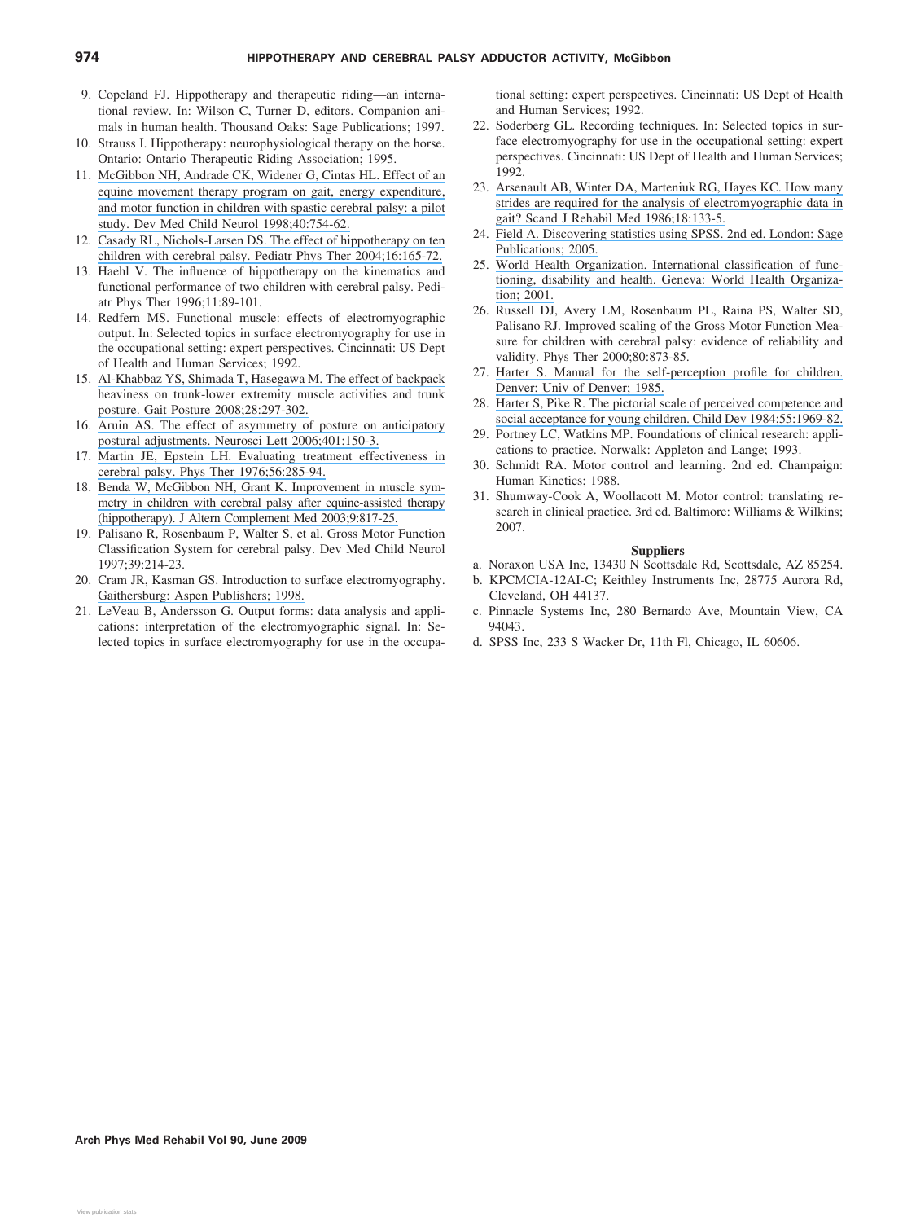9. Copeland FJ. Hippotherapy and therapeutic riding—an international review. In: Wilson C, Turner D, editors. Companion animals in human health. Thousand Oaks: Sage Publications; 1997.
10. Strauss I. Hippotherapy: neurophysiological therapy on the horse. Ontario: Ontario Therapeutic Riding Association; 1995.
11. McGibbon NH, Andrade CK, Widener G, Cintas HL. Effect of an equine movement therapy program on gait, energy expenditure, and motor function in children with spastic cerebral palsy: a pilot study. Dev Med Child Neurol 1998;40:754-62.
12. Casady RL, Nichols-Larsen DS. The effect of hippotherapy on ten children with cerebral palsy. Pediatr Phys Ther 2004;16:165-72.
13. Haehl V. The influence of hippotherapy on the kinematics and functional performance of two children with cerebral palsy. Pediatr Phys Ther 1996;11:89-101.
14. Redfern MS. Functional muscle: effects of electromyographic output. In: Selected topics in surface electromyography for use in the occupational setting: expert perspectives. Cincinnati: US Dept of Health and Human Services; 1992.
15. Al-Khabbaz YS, Shimada T, Hasegawa M. The effect of backpack heaviness on trunk-lower extremity muscle activities and trunk posture. Gait Posture 2008;28:297-302.
16. Aruin AS. The effect of asymmetry of posture on anticipatory postural adjustments. Neurosci Lett 2006;401:150-3.
17. Martin JE, Epstein LH. Evaluating treatment effectiveness in cerebral palsy. Phys Ther 1976;56:285-94.
18. Benda W, McGibbon NH, Grant K. Improvement in muscle symmetry in children with cerebral palsy after equine-assisted therapy (hippotherapy). J Altern Complement Med 2003;9:817-25.
19. Palisano R, Rosenbaum P, Walter S, et al. Gross Motor Function Classification System for cerebral palsy. Dev Med Child Neurol 1997;39:214-23.
20. Cram JR, Kasman GS. Introduction to surface electromyography. Gaithersburg: Aspen Publishers; 1998.
21. LeVeau B, Andersson G. Output forms: data analysis and applications: interpretation of the electromyographic signal. In: Selected topics in surface electromyography for use in the occupational setting: expert perspectives. Cincinnati: US Dept of Health and Human Services; 1992.
22. Soderberg GL. Recording techniques. In: Selected topics in surface electromyography for use in the occupational setting: expert perspectives. Cincinnati: US Dept of Health and Human Services; 1992.
23. Arsenault AB, Winter DA, Marteniuk RG, Hayes KC. How many strides are required for the analysis of electromyographic data in gait? Scand J Rehabil Med 1986;18:133-5.
24. Field A. Discovering statistics using SPSS. 2nd ed. London: Sage Publications; 2005.
25. World Health Organization. International classification of functioning, disability and health. Geneva: World Health Organization; 2001.
26. Russell DJ, Avery LM, Rosenbaum PL, Raina PS, Walter SD, Palisano RJ. Improved scaling of the Gross Motor Function Measure for children with cerebral palsy: evidence of reliability and validity. Phys Ther 2000;80:873-85.
27. Harter S. Manual for the self-perception profile for children. Denver: Univ of Denver; 1985.
28. Harter S, Pike R. The pictorial scale of perceived competence and social acceptance for young children. Child Dev 1984;55:1969-82.
29. Portney LC, Watkins MP. Foundations of clinical research: applications to practice. Norwalk: Appleton and Lange; 1993.
30. Schmidt RA. Motor control and learning. 2nd ed. Champaign: Human Kinetics; 1988.
31. Shumway-Cook A, Woollacott M. Motor control: translating research in clinical practice. 3rd ed. Baltimore: Williams & Wilkins; 2007.

### Suppliers

a. Noraxon USA Inc, 13430 N Scottsdale Rd, Scottsdale, AZ 85254.
b. KPCMCIA-12AI-C; Keithley Instruments Inc, 28775 Aurora Rd, Cleveland, OH 44137.
c. Pinnacle Systems Inc, 280 Bernardo Ave, Mountain View, CA 94043.
d. SPSS Inc, 233 S Wacker Dr, 11th Fl, Chicago, IL 60606.